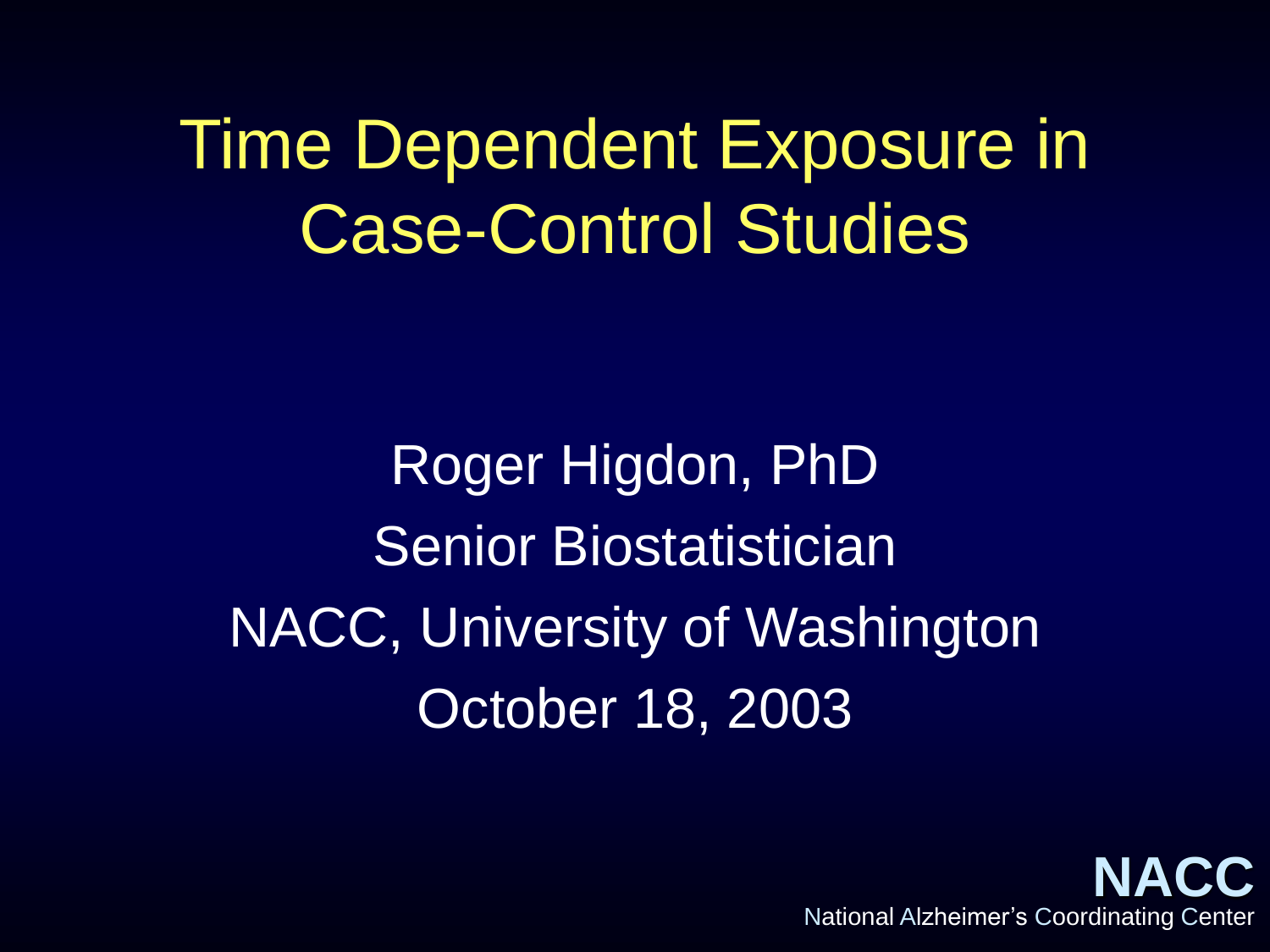# Time Dependent Exposure in Case-Control Studies

Roger Higdon, PhD

Senior Biostatistician

NACC, University of Washington

October 18, 2003

**NACC**

National Alzheimer's Coordinating Center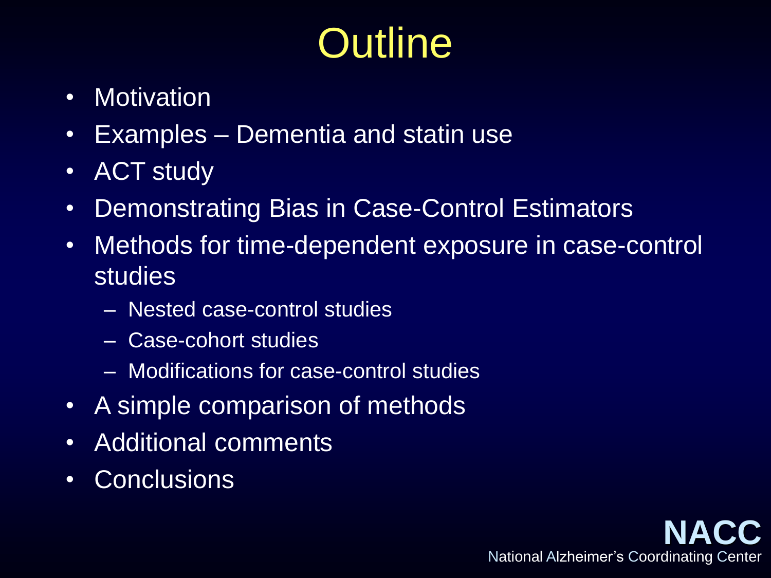# Outline

- Motivation
- Examples – Dementia and statin use
- ACT study
- Demonstrating Bias in Case-Control Estimators
- Methods for time-dependent exposure in case-control studies
  - Nested case-control studies
  - Case-cohort studies
  - Modifications for case-control studies
- A simple comparison of methods
- Additional comments
- Conclusions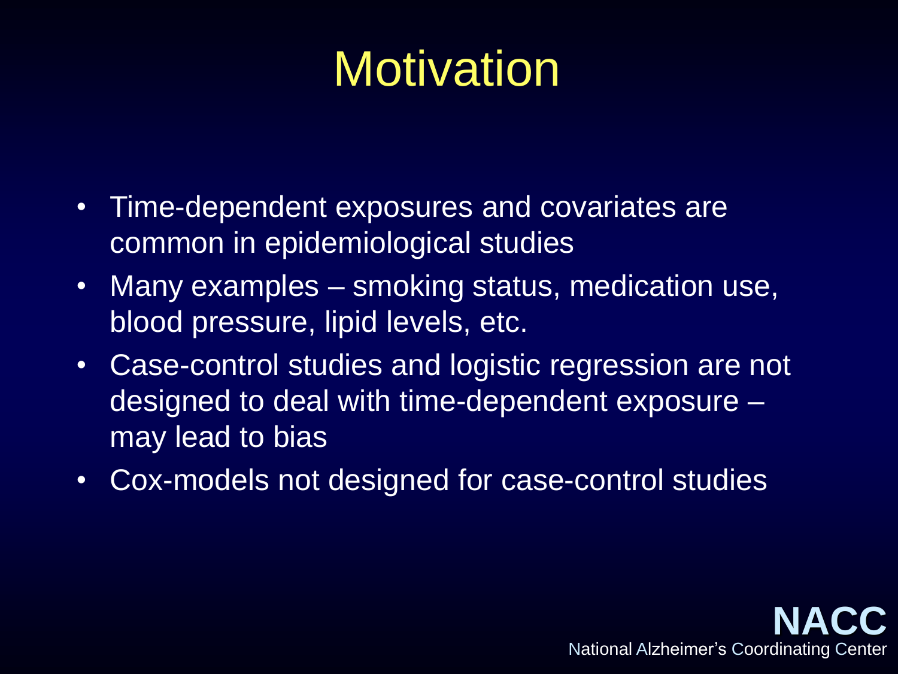# Motivation

- Time-dependent exposures and covariates are common in epidemiological studies
- Many examples – smoking status, medication use, blood pressure, lipid levels, etc.
- Case-control studies and logistic regression are not designed to deal with time-dependent exposure – may lead to bias
- Cox-models not designed for case-control studies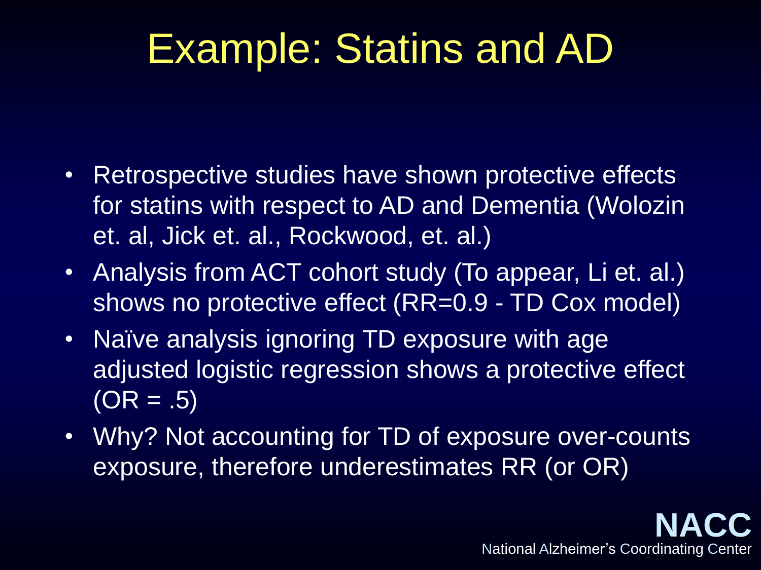# Example: Statins and AD

- Retrospective studies have shown protective effects for statins with respect to AD and Dementia (Wolozin et. al, Jick et. al., Rockwood, et. al.)
- Analysis from ACT cohort study (To appear, Li et. al.) shows no protective effect (RR=0.9 - TD Cox model)
- Naïve analysis ignoring TD exposure with age adjusted logistic regression shows a protective effect (OR = .5)
- Why? Not accounting for TD of exposure over-counts exposure, therefore underestimates RR (or OR)

**NACC**
National Alzheimer's Coordinating Center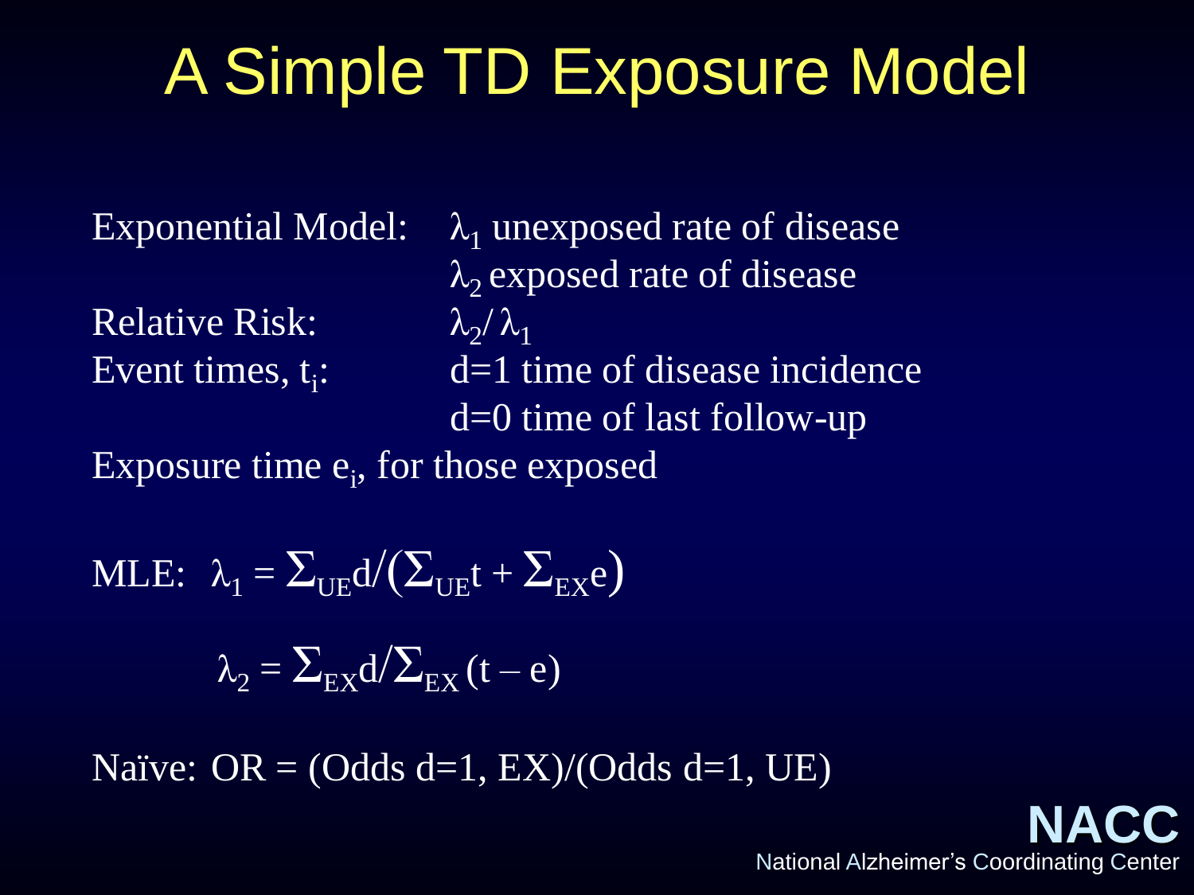# A Simple TD Exposure Model

Exponential Model: $\lambda_1$ unexposed rate of disease
$\lambda_2$ exposed rate of disease

Relative Risk: $\lambda_2 / \lambda_1$

Event times, $t_i$: d=1 time of disease incidence
d=0 time of last follow-up

Exposure time $e_i$, for those exposed

MLE: $\lambda_1 = \Sigma_{UE} d / (\Sigma_{UE} t + \Sigma_{EX} e)$

$$\lambda_2 = \Sigma_{EX} d / \Sigma_{EX} (t - e)$$

Naïve: OR = (Odds d=1, EX)/(Odds d=1, UE)

**NACC**
National Alzheimer's Coordinating Center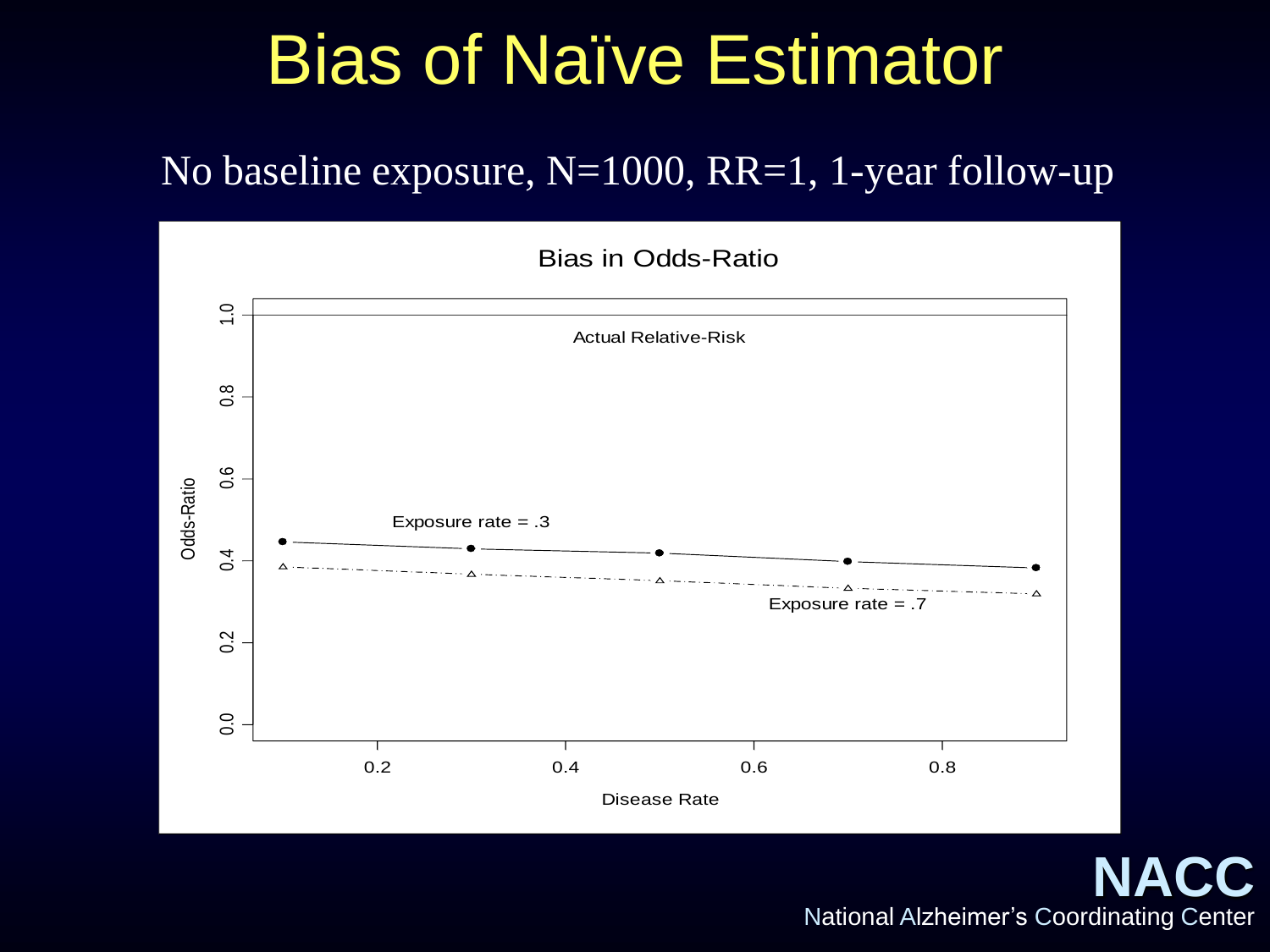# Bias of Naïve Estimator

No baseline exposure, N=1000, RR=1, 1-year follow-up

Bias in Odds-Ratio

Actual Relative-Risk

Exposure rate = .3

Exposure rate = .7

Odds-Ratio

Disease Rate

NACC

National Alzheimer's Coordinating Center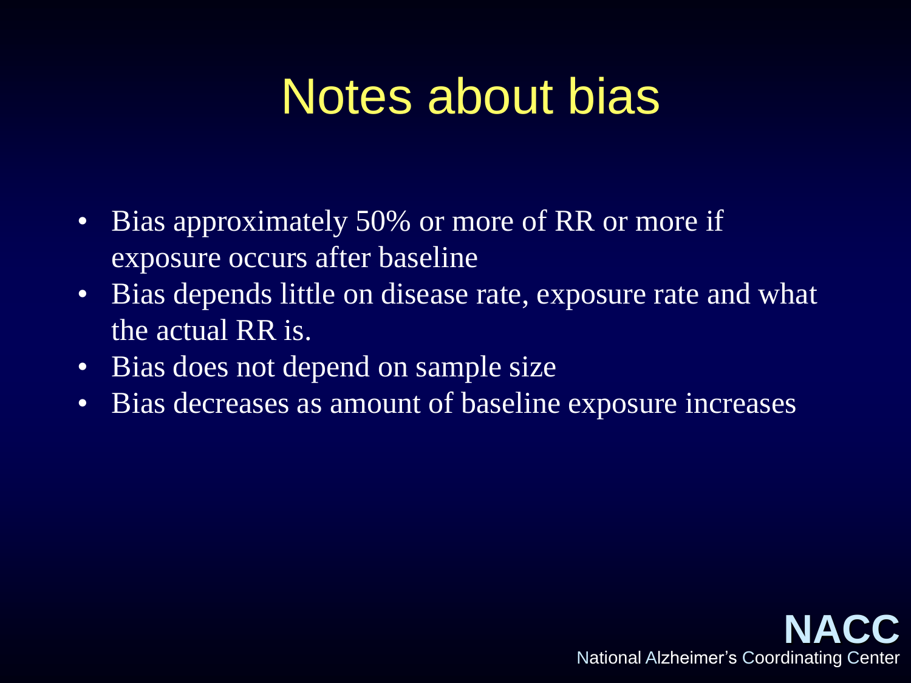# Notes about bias

- Bias approximately 50% or more of RR or more if exposure occurs after baseline
- Bias depends little on disease rate, exposure rate and what the actual RR is.
- Bias does not depend on sample size
- Bias decreases as amount of baseline exposure increases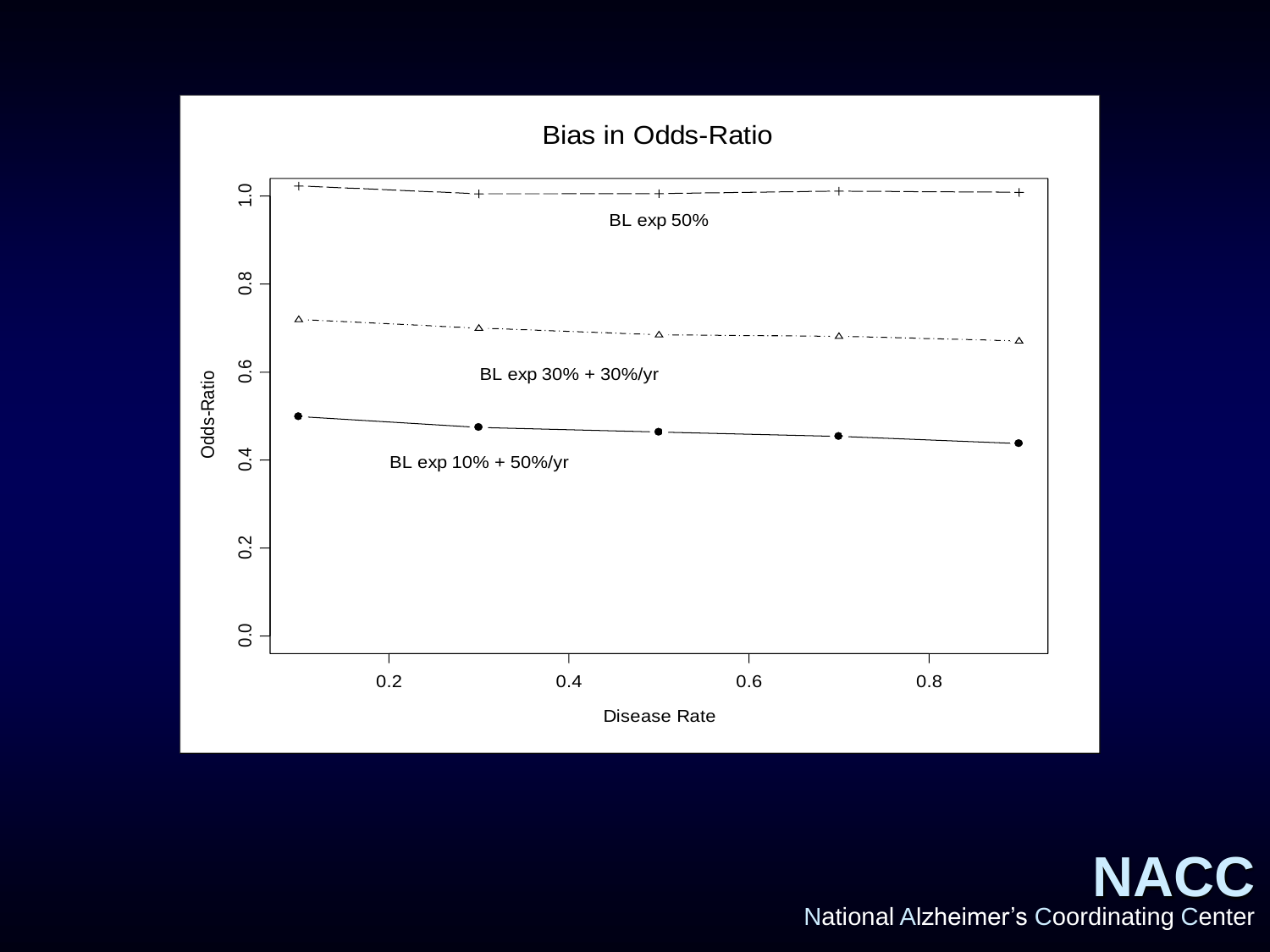# Bias in Odds-Ratio

Odds-Ratio vs. Disease Rate

BL exp 50%

BL exp 30% + 30%/yr

BL exp 10% + 50%/yr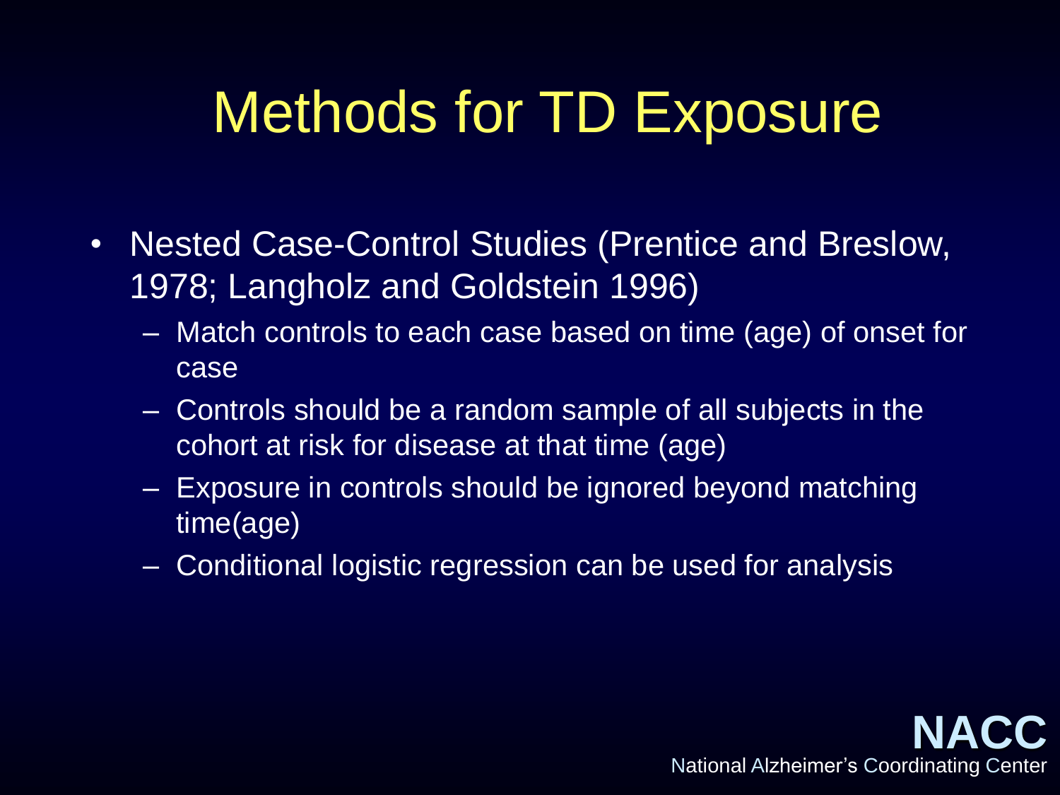# Methods for TD Exposure

- Nested Case-Control Studies (Prentice and Breslow, 1978; Langholz and Goldstein 1996)
  - Match controls to each case based on time (age) of onset for case
  - Controls should be a random sample of all subjects in the cohort at risk for disease at that time (age)
  - Exposure in controls should be ignored beyond matching time(age)
  - Conditional logistic regression can be used for analysis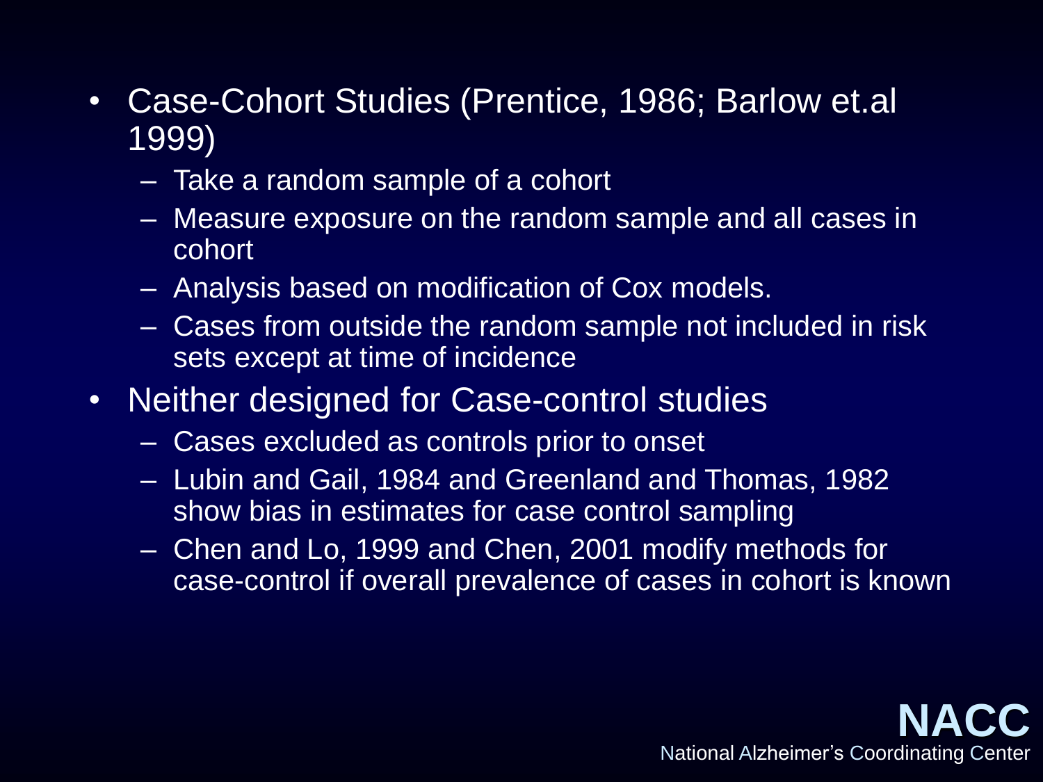- Case-Cohort Studies (Prentice, 1986; Barlow et.al 1999)
  - Take a random sample of a cohort
  - Measure exposure on the random sample and all cases in cohort
  - Analysis based on modification of Cox models.
  - Cases from outside the random sample not included in risk sets except at time of incidence
- Neither designed for Case-control studies
  - Cases excluded as controls prior to onset
  - Lubin and Gail, 1984 and Greenland and Thomas, 1982 show bias in estimates for case control sampling
  - Chen and Lo, 1999 and Chen, 2001 modify methods for case-control if overall prevalence of cases in cohort is known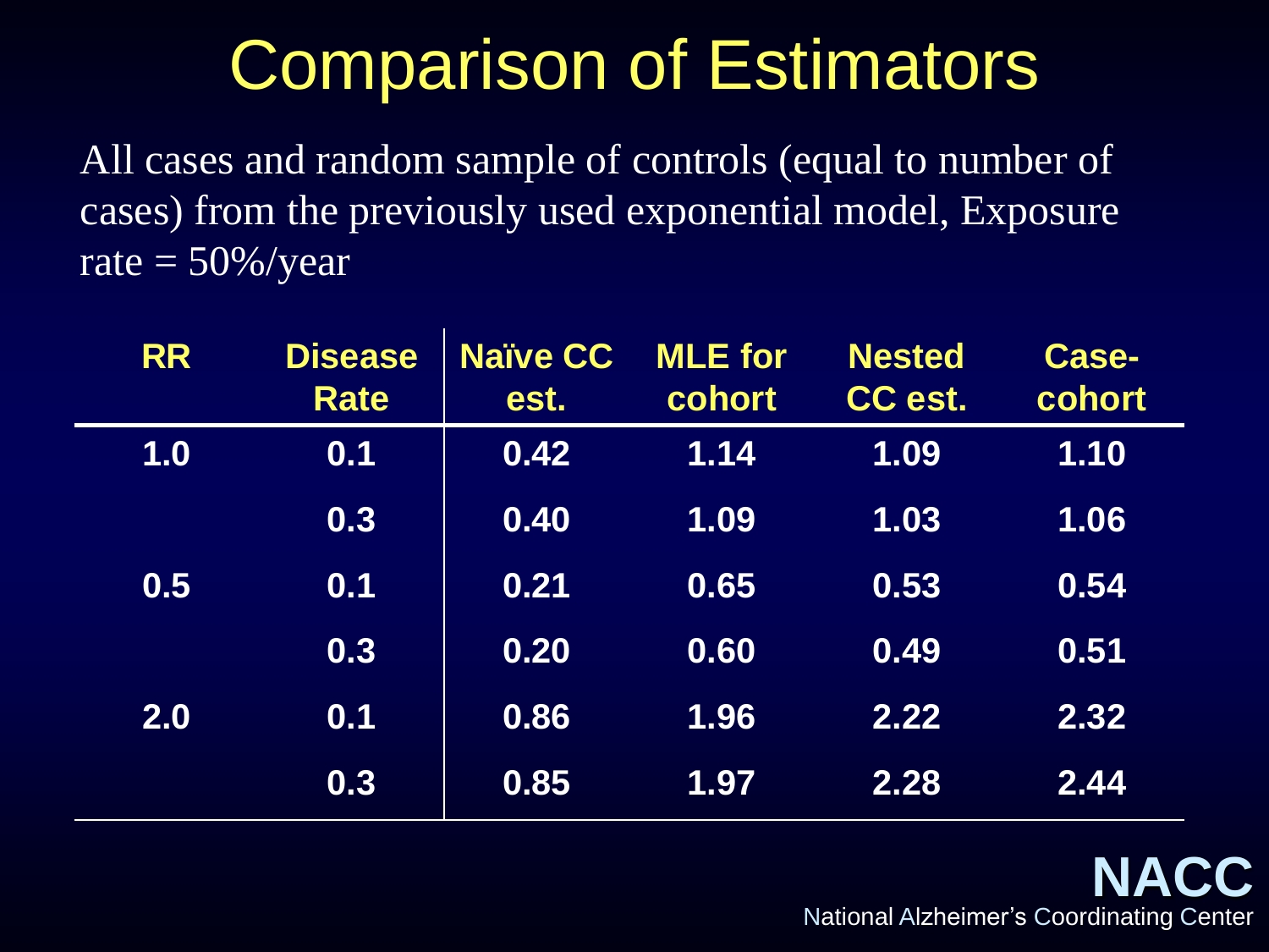# Comparison of Estimators

All cases and random sample of controls (equal to number of cases) from the previously used exponential model, Exposure rate = 50%/year

| RR | Disease Rate | Naïve CC est. | MLE for cohort | Nested CC est. | Case-cohort |
|---|---|---|---|---|---|
| 1.0 | 0.1 | 0.42 | 1.14 | 1.09 | 1.10 |
| | 0.3 | 0.40 | 1.09 | 1.03 | 1.06 |
| 0.5 | 0.1 | 0.21 | 0.65 | 0.53 | 0.54 |
| | 0.3 | 0.20 | 0.60 | 0.49 | 0.51 |
| 2.0 | 0.1 | 0.86 | 1.96 | 2.22 | 2.32 |
| | 0.3 | 0.85 | 1.97 | 2.28 | 2.44 |

**NACC**
National Alzheimer's Coordinating Center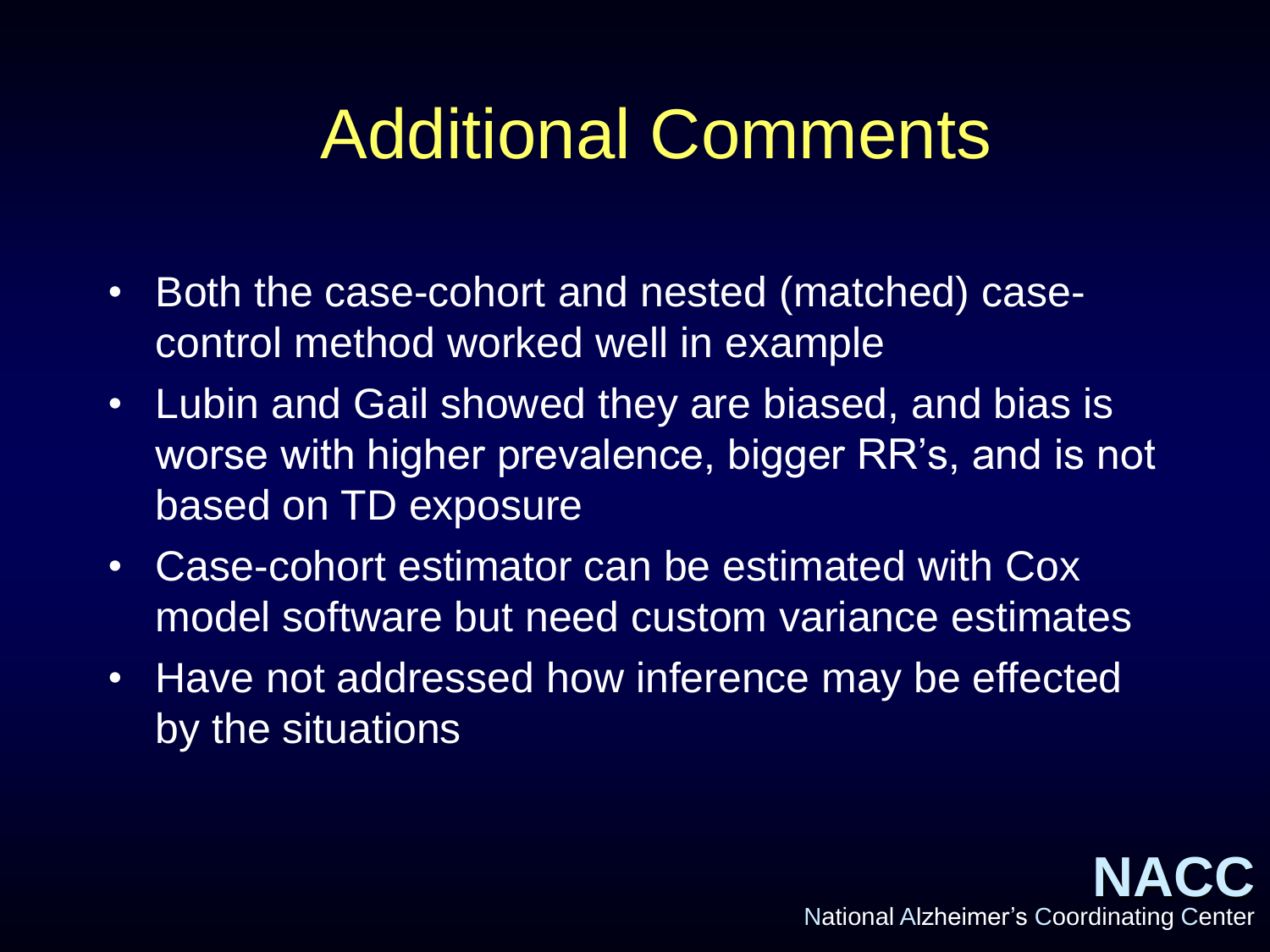# Additional Comments

- Both the case-cohort and nested (matched) case-control method worked well in example
- Lubin and Gail showed they are biased, and bias is worse with higher prevalence, bigger RR's, and is not based on TD exposure
- Case-cohort estimator can be estimated with Cox model software but need custom variance estimates
- Have not addressed how inference may be effected by the situations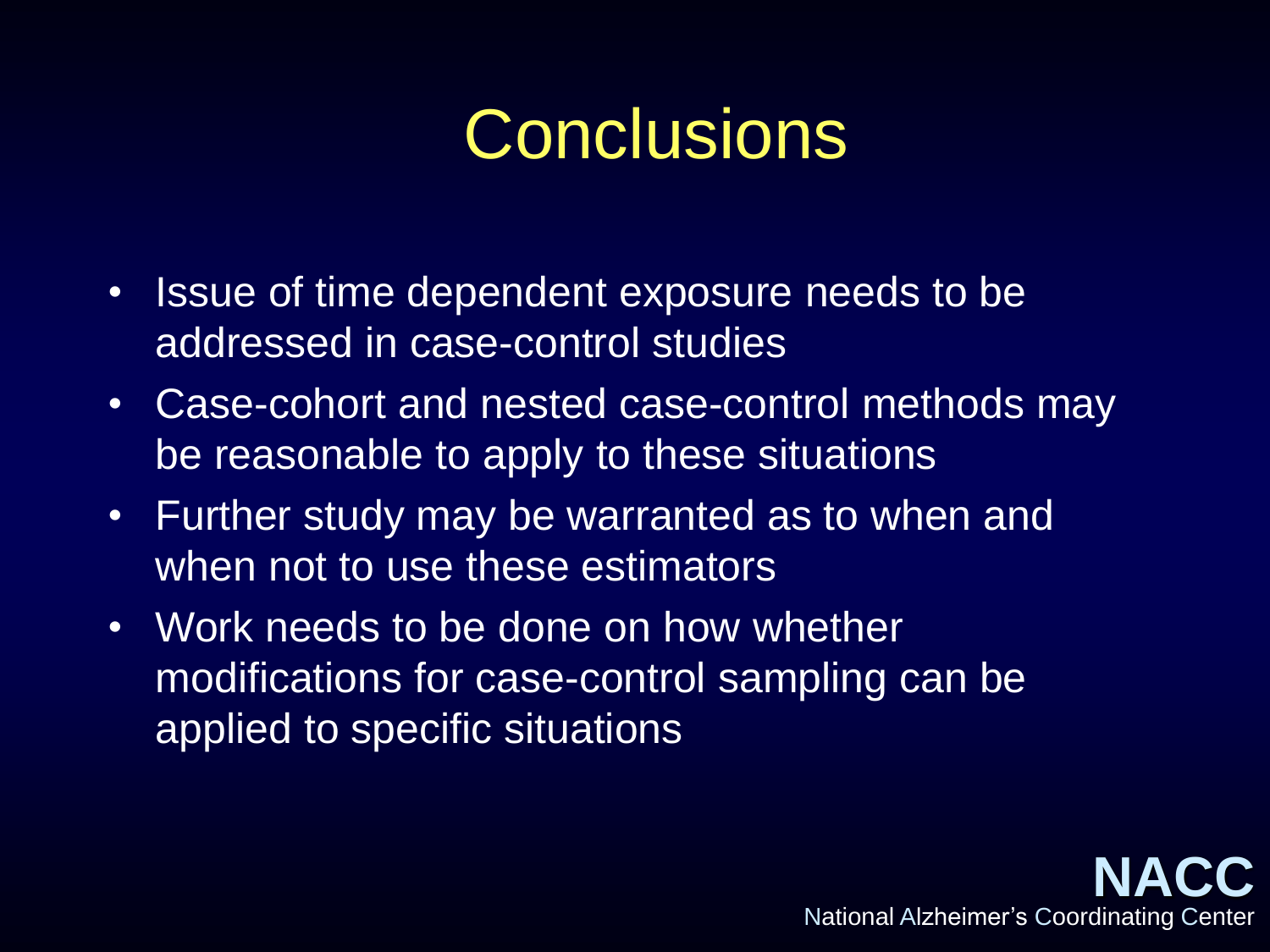# Conclusions

- Issue of time dependent exposure needs to be addressed in case-control studies
- Case-cohort and nested case-control methods may be reasonable to apply to these situations
- Further study may be warranted as to when and when not to use these estimators
- Work needs to be done on how whether modifications for case-control sampling can be applied to specific situations

**NACC**
National Alzheimer's Coordinating Center